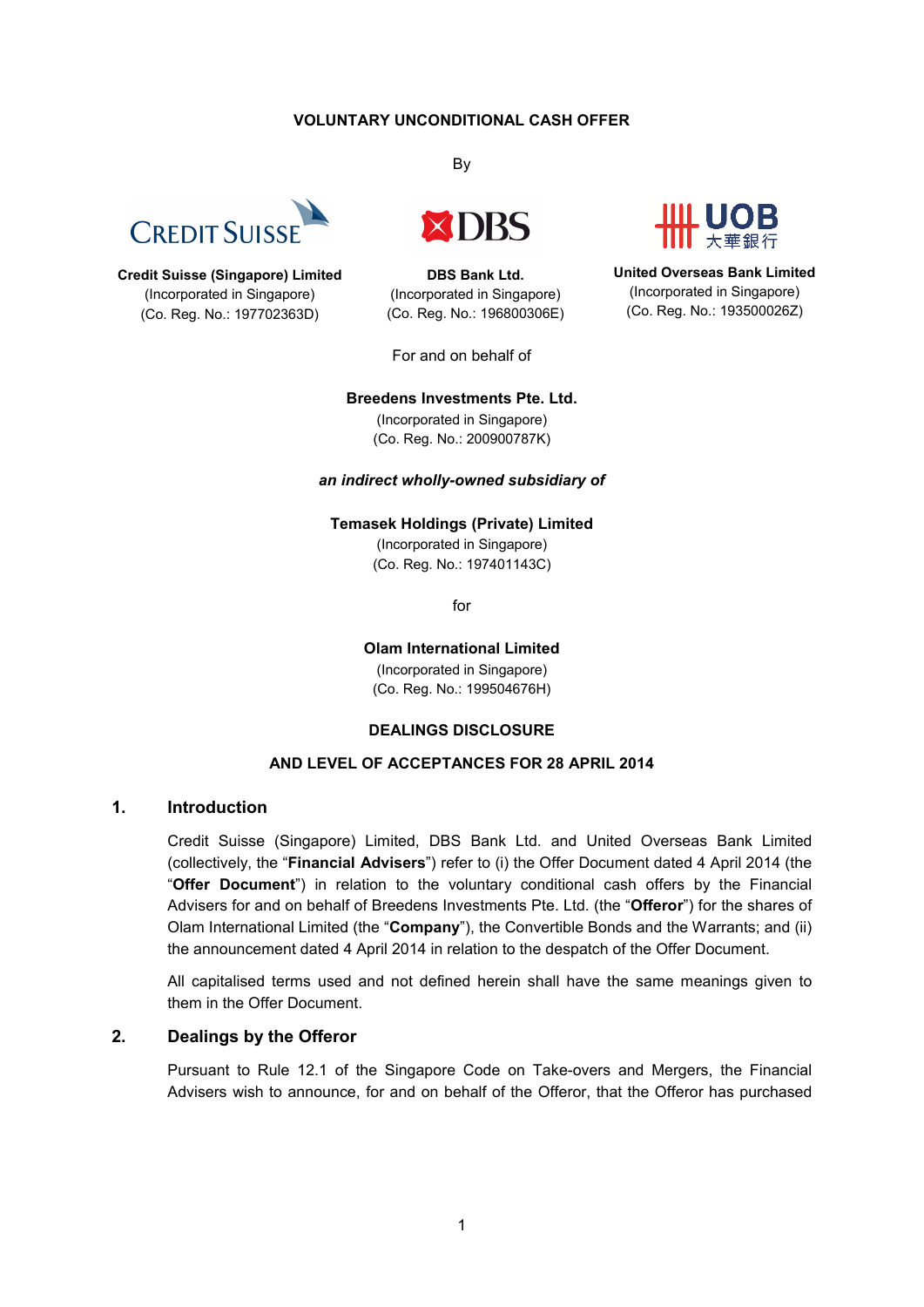**VOLUNTARY UNCONDITIONAL CASH OFFER**

By

**Credit Suisse (Singapore) Limited**
(Incorporated in Singapore)
(Co. Reg. No.: 197702363D)

**DBS Bank Ltd.**
(Incorporated in Singapore)
(Co. Reg. No.: 196800306E)

**United Overseas Bank Limited**
(Incorporated in Singapore)
(Co. Reg. No.: 193500026Z)

For and on behalf of

**Breedens Investments Pte. Ltd.**
(Incorporated in Singapore)
(Co. Reg. No.: 200900787K)

***an indirect wholly-owned subsidiary of***

**Temasek Holdings (Private) Limited**
(Incorporated in Singapore)
(Co. Reg. No.: 197401143C)

for

**Olam International Limited**
(Incorporated in Singapore)
(Co. Reg. No.: 199504676H)

**DEALINGS DISCLOSURE**

**AND LEVEL OF ACCEPTANCES FOR 28 APRIL 2014**

## 1. Introduction

Credit Suisse (Singapore) Limited, DBS Bank Ltd. and United Overseas Bank Limited (collectively, the "**Financial Advisers**") refer to (i) the Offer Document dated 4 April 2014 (the "**Offer Document**") in relation to the voluntary conditional cash offers by the Financial Advisers for and on behalf of Breedens Investments Pte. Ltd. (the "**Offeror**") for the shares of Olam International Limited (the "**Company**"), the Convertible Bonds and the Warrants; and (ii) the announcement dated 4 April 2014 in relation to the despatch of the Offer Document.

All capitalised terms used and not defined herein shall have the same meanings given to them in the Offer Document.

## 2. Dealings by the Offeror

Pursuant to Rule 12.1 of the Singapore Code on Take-overs and Mergers, the Financial Advisers wish to announce, for and on behalf of the Offeror, that the Offeror has purchased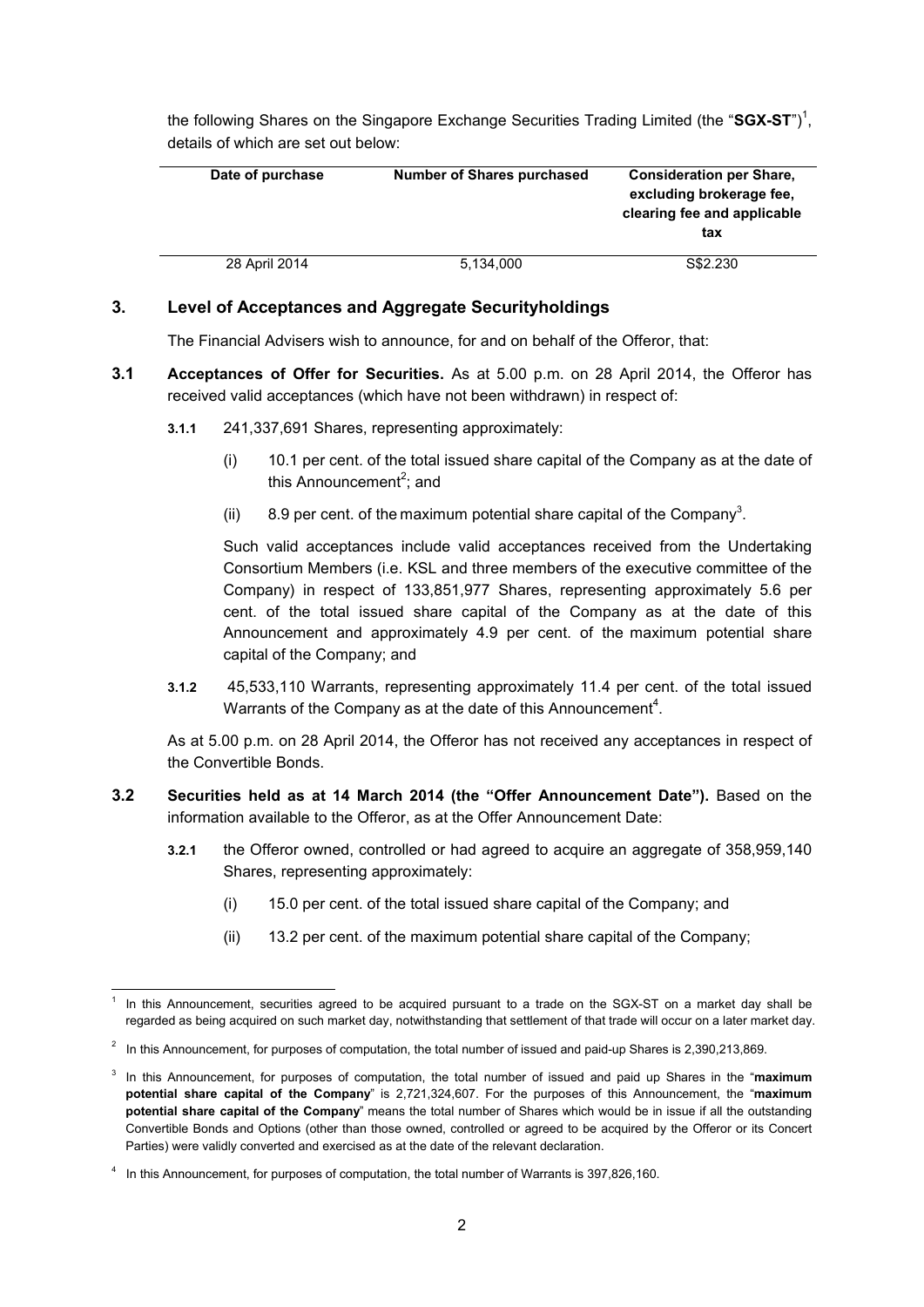the following Shares on the Singapore Exchange Securities Trading Limited (the "**SGX-ST**")[1], details of which are set out below:

| Date of purchase | Number of Shares purchased | Consideration per Share, excluding brokerage fee, clearing fee and applicable tax |
|---|---|---|
| 28 April 2014 | 5,134,000 | S$2.230 |

## 3. Level of Acceptances and Aggregate Securityholdings

The Financial Advisers wish to announce, for and on behalf of the Offeror, that:

**3.1 Acceptances of Offer for Securities.** As at 5.00 p.m. on 28 April 2014, the Offeror has received valid acceptances (which have not been withdrawn) in respect of:

**3.1.1** 241,337,691 Shares, representing approximately:

(i) 10.1 per cent. of the total issued share capital of the Company as at the date of this Announcement[2]; and

(ii) 8.9 per cent. of the maximum potential share capital of the Company[3].

Such valid acceptances include valid acceptances received from the Undertaking Consortium Members (i.e. KSL and three members of the executive committee of the Company) in respect of 133,851,977 Shares, representing approximately 5.6 per cent. of the total issued share capital of the Company as at the date of this Announcement and approximately 4.9 per cent. of the maximum potential share capital of the Company; and

**3.1.2** 45,533,110 Warrants, representing approximately 11.4 per cent. of the total issued Warrants of the Company as at the date of this Announcement[4].

As at 5.00 p.m. on 28 April 2014, the Offeror has not received any acceptances in respect of the Convertible Bonds.

**3.2 Securities held as at 14 March 2014 (the "Offer Announcement Date").** Based on the information available to the Offeror, as at the Offer Announcement Date:

**3.2.1** the Offeror owned, controlled or had agreed to acquire an aggregate of 358,959,140 Shares, representing approximately:

(i) 15.0 per cent. of the total issued share capital of the Company; and

(ii) 13.2 per cent. of the maximum potential share capital of the Company;

---

[1] In this Announcement, securities agreed to be acquired pursuant to a trade on the SGX-ST on a market day shall be regarded as being acquired on such market day, notwithstanding that settlement of that trade will occur on a later market day.

[2] In this Announcement, for purposes of computation, the total number of issued and paid-up Shares is 2,390,213,869.

[3] In this Announcement, for purposes of computation, the total number of issued and paid up Shares in the "**maximum potential share capital of the Company**" is 2,721,324,607. For the purposes of this Announcement, the "**maximum potential share capital of the Company**" means the total number of Shares which would be in issue if all the outstanding Convertible Bonds and Options (other than those owned, controlled or agreed to be acquired by the Offeror or its Concert Parties) were validly converted and exercised as at the date of the relevant declaration.

[4] In this Announcement, for purposes of computation, the total number of Warrants is 397,826,160.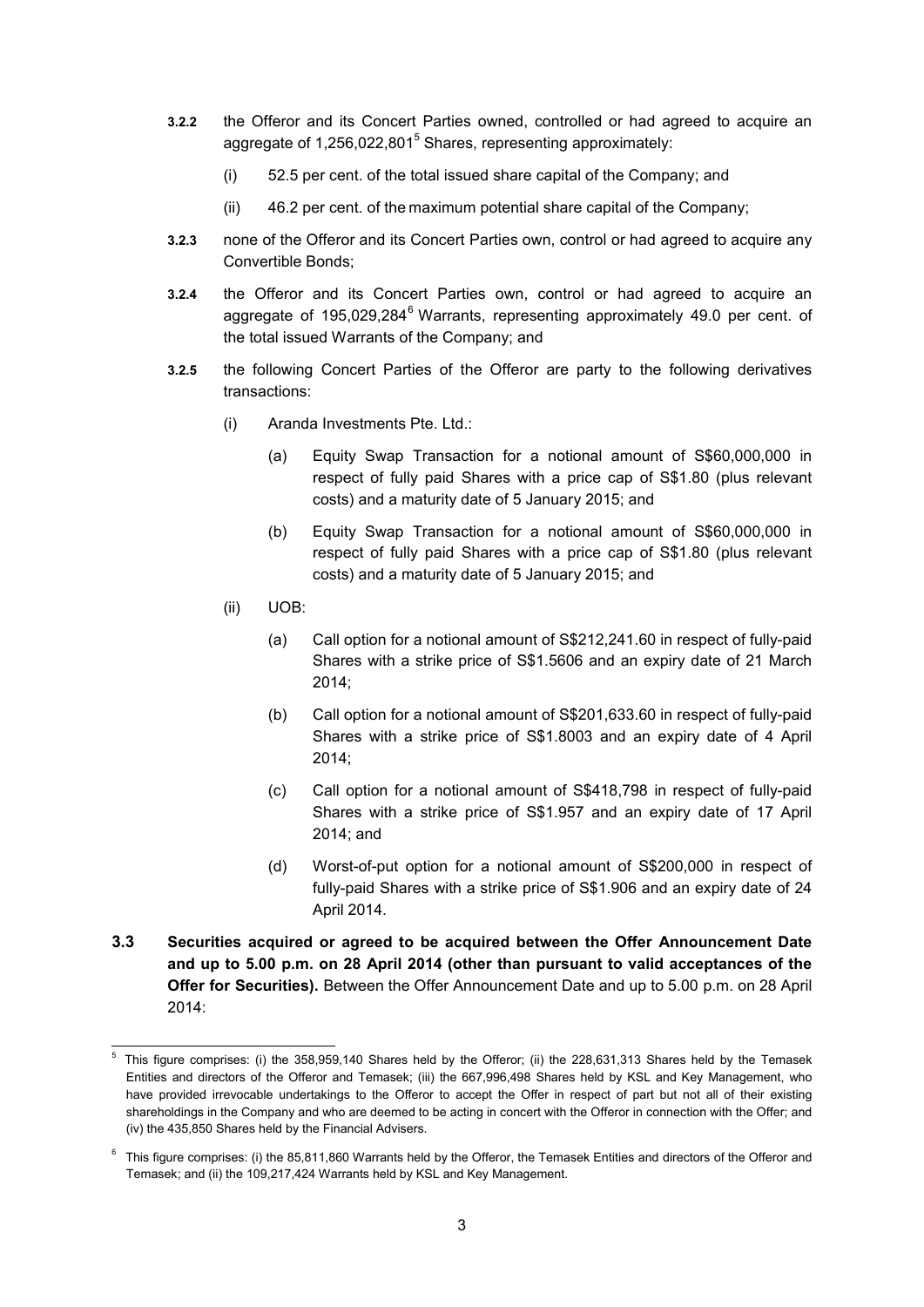**3.2.2** the Offeror and its Concert Parties owned, controlled or had agreed to acquire an aggregate of 1,256,022,801[5] Shares, representing approximately:

(i) 52.5 per cent. of the total issued share capital of the Company; and

(ii) 46.2 per cent. of the maximum potential share capital of the Company;

**3.2.3** none of the Offeror and its Concert Parties own, control or had agreed to acquire any Convertible Bonds;

**3.2.4** the Offeror and its Concert Parties own, control or had agreed to acquire an aggregate of 195,029,284[6] Warrants, representing approximately 49.0 per cent. of the total issued Warrants of the Company; and

**3.2.5** the following Concert Parties of the Offeror are party to the following derivatives transactions:

(i) Aranda Investments Pte. Ltd.:

(a) Equity Swap Transaction for a notional amount of S$60,000,000 in respect of fully paid Shares with a price cap of S$1.80 (plus relevant costs) and a maturity date of 5 January 2015; and

(b) Equity Swap Transaction for a notional amount of S$60,000,000 in respect of fully paid Shares with a price cap of S$1.80 (plus relevant costs) and a maturity date of 5 January 2015; and

(ii) UOB:

(a) Call option for a notional amount of S$212,241.60 in respect of fully-paid Shares with a strike price of S$1.5606 and an expiry date of 21 March 2014;

(b) Call option for a notional amount of S$201,633.60 in respect of fully-paid Shares with a strike price of S$1.8003 and an expiry date of 4 April 2014;

(c) Call option for a notional amount of S$418,798 in respect of fully-paid Shares with a strike price of S$1.957 and an expiry date of 17 April 2014; and

(d) Worst-of-put option for a notional amount of S$200,000 in respect of fully-paid Shares with a strike price of S$1.906 and an expiry date of 24 April 2014.

**3.3 Securities acquired or agreed to be acquired between the Offer Announcement Date and up to 5.00 p.m. on 28 April 2014 (other than pursuant to valid acceptances of the Offer for Securities).** Between the Offer Announcement Date and up to 5.00 p.m. on 28 April 2014:

---

[5] This figure comprises: (i) the 358,959,140 Shares held by the Offeror; (ii) the 228,631,313 Shares held by the Temasek Entities and directors of the Offeror and Temasek; (iii) the 667,996,498 Shares held by KSL and Key Management, who have provided irrevocable undertakings to the Offeror to accept the Offer in respect of part but not all of their existing shareholdings in the Company and who are deemed to be acting in concert with the Offeror in connection with the Offer; and (iv) the 435,850 Shares held by the Financial Advisers.

[6] This figure comprises: (i) the 85,811,860 Warrants held by the Offeror, the Temasek Entities and directors of the Offeror and Temasek; and (ii) the 109,217,424 Warrants held by KSL and Key Management.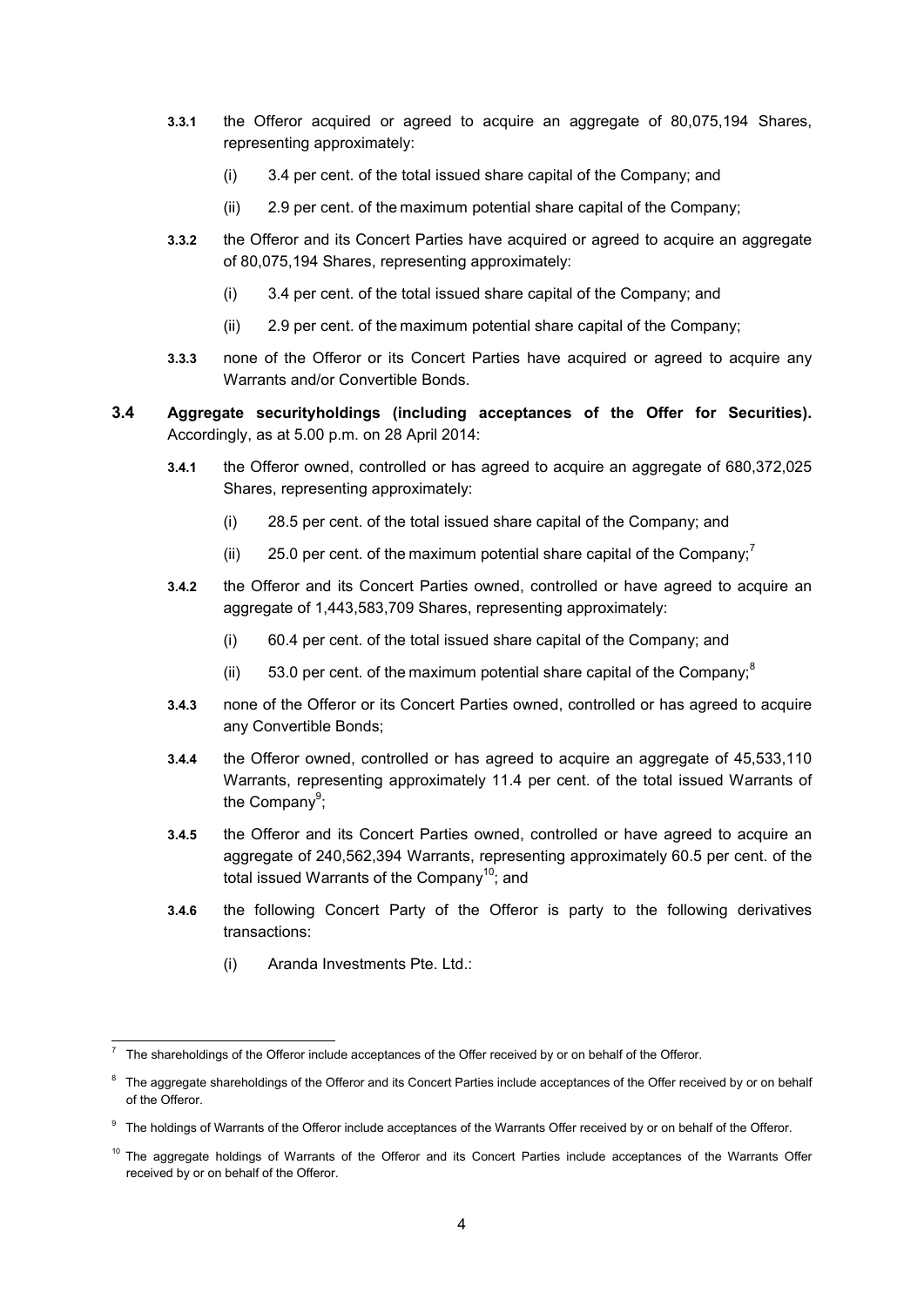**3.3.1** the Offeror acquired or agreed to acquire an aggregate of 80,075,194 Shares, representing approximately:

(i) 3.4 per cent. of the total issued share capital of the Company; and

(ii) 2.9 per cent. of the maximum potential share capital of the Company;

**3.3.2** the Offeror and its Concert Parties have acquired or agreed to acquire an aggregate of 80,075,194 Shares, representing approximately:

(i) 3.4 per cent. of the total issued share capital of the Company; and

(ii) 2.9 per cent. of the maximum potential share capital of the Company;

**3.3.3** none of the Offeror or its Concert Parties have acquired or agreed to acquire any Warrants and/or Convertible Bonds.

**3.4 Aggregate securityholdings (including acceptances of the Offer for Securities).** Accordingly, as at 5.00 p.m. on 28 April 2014:

**3.4.1** the Offeror owned, controlled or has agreed to acquire an aggregate of 680,372,025 Shares, representing approximately:

(i) 28.5 per cent. of the total issued share capital of the Company; and

(ii) 25.0 per cent. of the maximum potential share capital of the Company;[7]

**3.4.2** the Offeror and its Concert Parties owned, controlled or have agreed to acquire an aggregate of 1,443,583,709 Shares, representing approximately:

(i) 60.4 per cent. of the total issued share capital of the Company; and

(ii) 53.0 per cent. of the maximum potential share capital of the Company;[8]

**3.4.3** none of the Offeror or its Concert Parties owned, controlled or has agreed to acquire any Convertible Bonds;

**3.4.4** the Offeror owned, controlled or has agreed to acquire an aggregate of 45,533,110 Warrants, representing approximately 11.4 per cent. of the total issued Warrants of the Company[9];

**3.4.5** the Offeror and its Concert Parties owned, controlled or have agreed to acquire an aggregate of 240,562,394 Warrants, representing approximately 60.5 per cent. of the total issued Warrants of the Company[10]; and

**3.4.6** the following Concert Party of the Offeror is party to the following derivatives transactions:

(i) Aranda Investments Pte. Ltd.:

---

[7] The shareholdings of the Offeror include acceptances of the Offer received by or on behalf of the Offeror.

[8] The aggregate shareholdings of the Offeror and its Concert Parties include acceptances of the Offer received by or on behalf of the Offeror.

[9] The holdings of Warrants of the Offeror include acceptances of the Warrants Offer received by or on behalf of the Offeror.

[10] The aggregate holdings of Warrants of the Offeror and its Concert Parties include acceptances of the Warrants Offer received by or on behalf of the Offeror.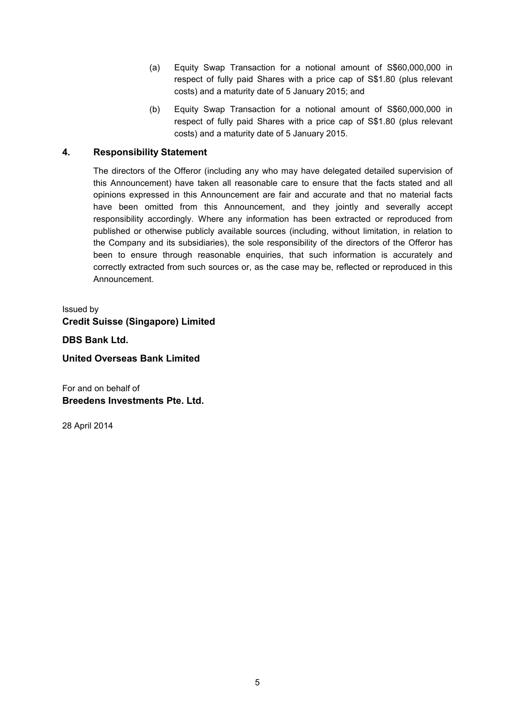(a) Equity Swap Transaction for a notional amount of S$60,000,000 in respect of fully paid Shares with a price cap of S$1.80 (plus relevant costs) and a maturity date of 5 January 2015; and

(b) Equity Swap Transaction for a notional amount of S$60,000,000 in respect of fully paid Shares with a price cap of S$1.80 (plus relevant costs) and a maturity date of 5 January 2015.

## 4. Responsibility Statement

The directors of the Offeror (including any who may have delegated detailed supervision of this Announcement) have taken all reasonable care to ensure that the facts stated and all opinions expressed in this Announcement are fair and accurate and that no material facts have been omitted from this Announcement, and they jointly and severally accept responsibility accordingly. Where any information has been extracted or reproduced from published or otherwise publicly available sources (including, without limitation, in relation to the Company and its subsidiaries), the sole responsibility of the directors of the Offeror has been to ensure through reasonable enquiries, that such information is accurately and correctly extracted from such sources or, as the case may be, reflected or reproduced in this Announcement.

Issued by
**Credit Suisse (Singapore) Limited**

**DBS Bank Ltd.**

**United Overseas Bank Limited**

For and on behalf of
**Breedens Investments Pte. Ltd.**

28 April 2014